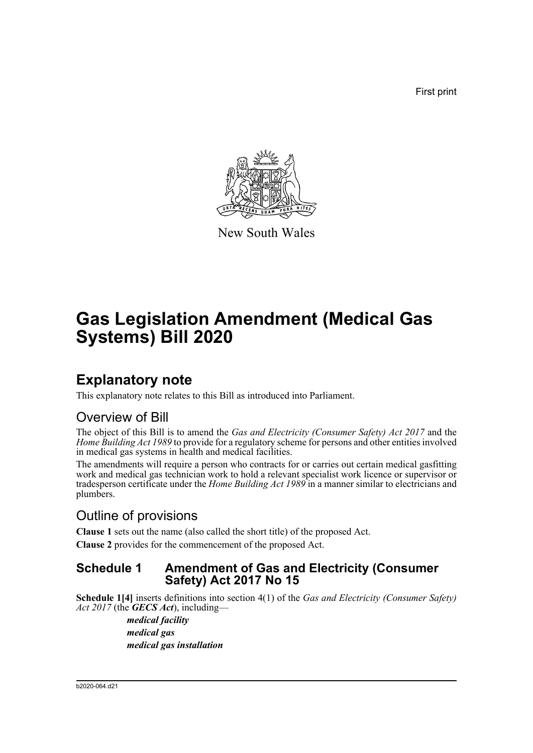First print

New South Wales

# Gas Legislation Amendment (Medical Gas Systems) Bill 2020

## Explanatory note

This explanatory note relates to this Bill as introduced into Parliament.

### Overview of Bill

The object of this Bill is to amend the *Gas and Electricity (Consumer Safety) Act 2017* and the *Home Building Act 1989* to provide for a regulatory scheme for persons and other entities involved in medical gas systems in health and medical facilities.

The amendments will require a person who contracts for or carries out certain medical gasfitting work and medical gas technician work to hold a relevant specialist work licence or supervisor or tradesperson certificate under the *Home Building Act 1989* in a manner similar to electricians and plumbers.

### Outline of provisions

**Clause 1** sets out the name (also called the short title) of the proposed Act.

**Clause 2** provides for the commencement of the proposed Act.

### Schedule 1 Amendment of Gas and Electricity (Consumer Safety) Act 2017 No 15

**Schedule 1[4]** inserts definitions into section 4(1) of the *Gas and Electricity (Consumer Safety) Act 2017* (the ***GECS Act***), including—

***medical facility***

***medical gas***

***medical gas installation***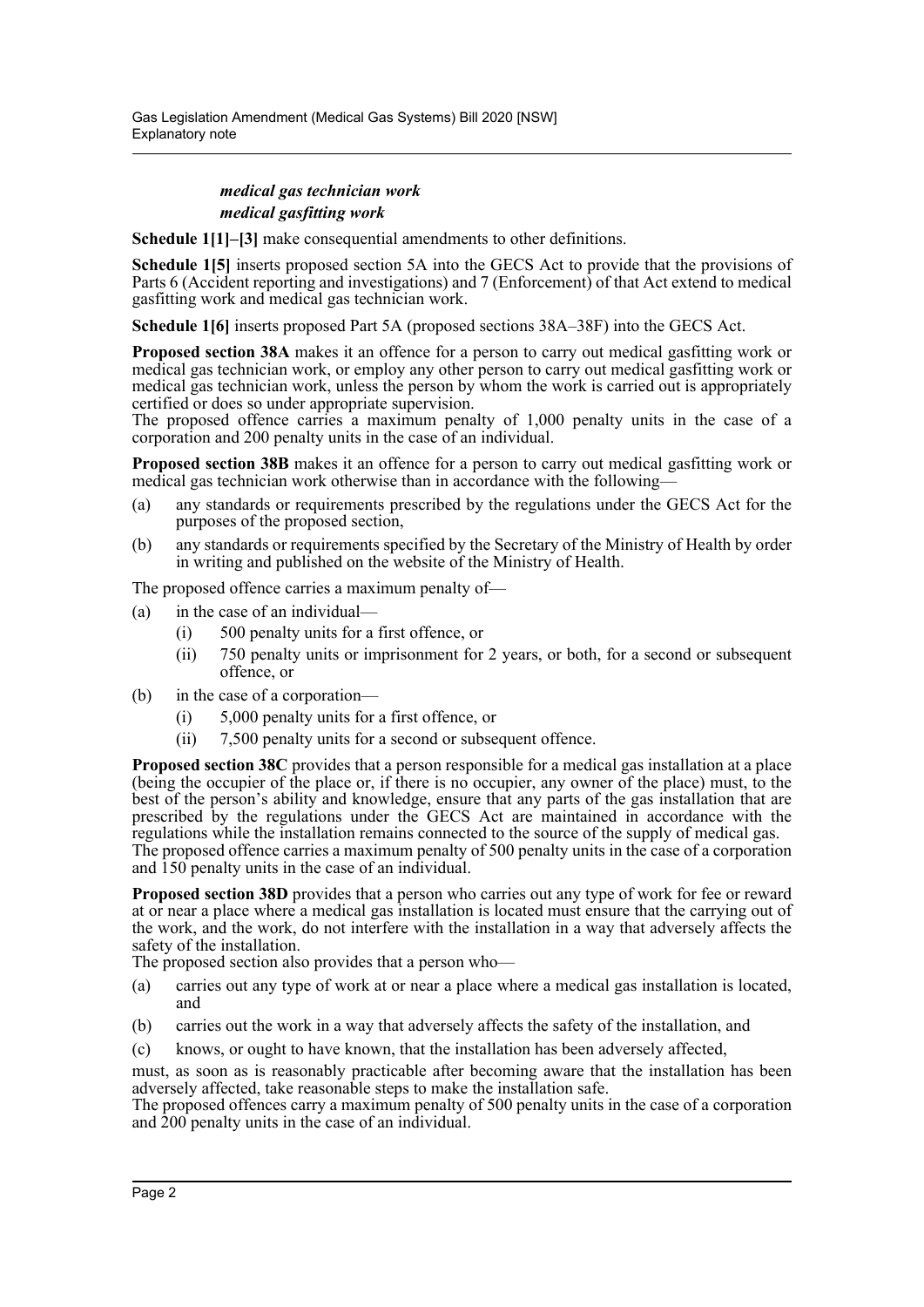*medical gas technician work*
*medical gasfitting work*

**Schedule 1[1]–[3]** make consequential amendments to other definitions.

**Schedule 1[5]** inserts proposed section 5A into the GECS Act to provide that the provisions of Parts 6 (Accident reporting and investigations) and 7 (Enforcement) of that Act extend to medical gasfitting work and medical gas technician work.

**Schedule 1[6]** inserts proposed Part 5A (proposed sections 38A–38F) into the GECS Act.

**Proposed section 38A** makes it an offence for a person to carry out medical gasfitting work or medical gas technician work, or employ any other person to carry out medical gasfitting work or medical gas technician work, unless the person by whom the work is carried out is appropriately certified or does so under appropriate supervision.
The proposed offence carries a maximum penalty of 1,000 penalty units in the case of a corporation and 200 penalty units in the case of an individual.

**Proposed section 38B** makes it an offence for a person to carry out medical gasfitting work or medical gas technician work otherwise than in accordance with the following—

(a) any standards or requirements prescribed by the regulations under the GECS Act for the purposes of the proposed section,

(b) any standards or requirements specified by the Secretary of the Ministry of Health by order in writing and published on the website of the Ministry of Health.

The proposed offence carries a maximum penalty of—

(a) in the case of an individual—
  (i) 500 penalty units for a first offence, or
  (ii) 750 penalty units or imprisonment for 2 years, or both, for a second or subsequent offence, or

(b) in the case of a corporation—
  (i) 5,000 penalty units for a first offence, or
  (ii) 7,500 penalty units for a second or subsequent offence.

**Proposed section 38C** provides that a person responsible for a medical gas installation at a place (being the occupier of the place or, if there is no occupier, any owner of the place) must, to the best of the person's ability and knowledge, ensure that any parts of the gas installation that are prescribed by the regulations under the GECS Act are maintained in accordance with the regulations while the installation remains connected to the source of the supply of medical gas.
The proposed offence carries a maximum penalty of 500 penalty units in the case of a corporation and 150 penalty units in the case of an individual.

**Proposed section 38D** provides that a person who carries out any type of work for fee or reward at or near a place where a medical gas installation is located must ensure that the carrying out of the work, and the work, do not interfere with the installation in a way that adversely affects the safety of the installation.
The proposed section also provides that a person who—

(a) carries out any type of work at or near a place where a medical gas installation is located, and

(b) carries out the work in a way that adversely affects the safety of the installation, and

(c) knows, or ought to have known, that the installation has been adversely affected,

must, as soon as is reasonably practicable after becoming aware that the installation has been adversely affected, take reasonable steps to make the installation safe.
The proposed offences carry a maximum penalty of 500 penalty units in the case of a corporation and 200 penalty units in the case of an individual.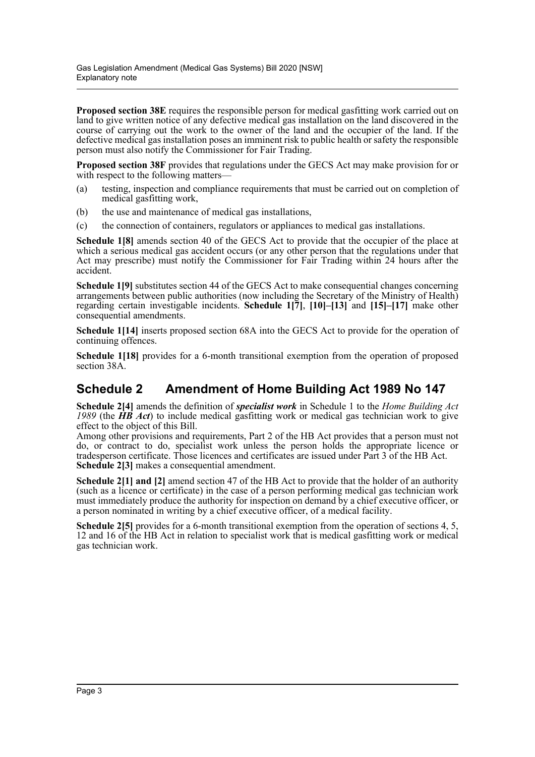**Proposed section 38E** requires the responsible person for medical gasfitting work carried out on land to give written notice of any defective medical gas installation on the land discovered in the course of carrying out the work to the owner of the land and the occupier of the land. If the defective medical gas installation poses an imminent risk to public health or safety the responsible person must also notify the Commissioner for Fair Trading.

**Proposed section 38F** provides that regulations under the GECS Act may make provision for or with respect to the following matters—

(a) testing, inspection and compliance requirements that must be carried out on completion of medical gasfitting work,

(b) the use and maintenance of medical gas installations,

(c) the connection of containers, regulators or appliances to medical gas installations.

**Schedule 1[8]** amends section 40 of the GECS Act to provide that the occupier of the place at which a serious medical gas accident occurs (or any other person that the regulations under that Act may prescribe) must notify the Commissioner for Fair Trading within 24 hours after the accident.

**Schedule 1[9]** substitutes section 44 of the GECS Act to make consequential changes concerning arrangements between public authorities (now including the Secretary of the Ministry of Health) regarding certain investigable incidents. **Schedule 1[7]**, **[10]–[13]** and **[15]–[17]** make other consequential amendments.

**Schedule 1[14]** inserts proposed section 68A into the GECS Act to provide for the operation of continuing offences.

**Schedule 1[18]** provides for a 6-month transitional exemption from the operation of proposed section 38A.

## Schedule 2 Amendment of Home Building Act 1989 No 147

**Schedule 2[4]** amends the definition of ***specialist work*** in Schedule 1 to the *Home Building Act 1989* (the ***HB Act***) to include medical gasfitting work or medical gas technician work to give effect to the object of this Bill.

Among other provisions and requirements, Part 2 of the HB Act provides that a person must not do, or contract to do, specialist work unless the person holds the appropriate licence or tradesperson certificate. Those licences and certificates are issued under Part 3 of the HB Act. **Schedule 2[3]** makes a consequential amendment.

**Schedule 2[1] and [2]** amend section 47 of the HB Act to provide that the holder of an authority (such as a licence or certificate) in the case of a person performing medical gas technician work must immediately produce the authority for inspection on demand by a chief executive officer, or a person nominated in writing by a chief executive officer, of a medical facility.

**Schedule 2[5]** provides for a 6-month transitional exemption from the operation of sections 4, 5, 12 and 16 of the HB Act in relation to specialist work that is medical gasfitting work or medical gas technician work.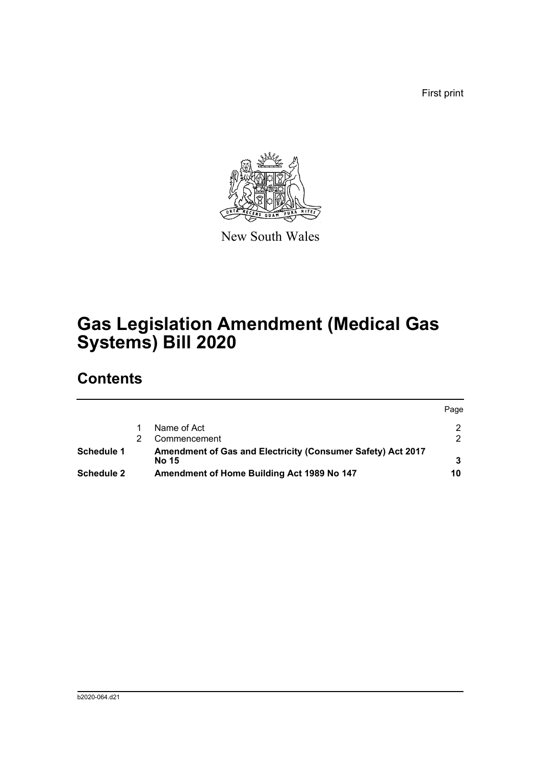First print

New South Wales

# Gas Legislation Amendment (Medical Gas Systems) Bill 2020

## Contents

| | | | Page |
|---|---|---|---|
| | 1 | Name of Act | 2 |
| | 2 | Commencement | 2 |
| **Schedule 1** | | **Amendment of Gas and Electricity (Consumer Safety) Act 2017 No 15** | **3** |
| **Schedule 2** | | **Amendment of Home Building Act 1989 No 147** | **10** |

b2020-064.d21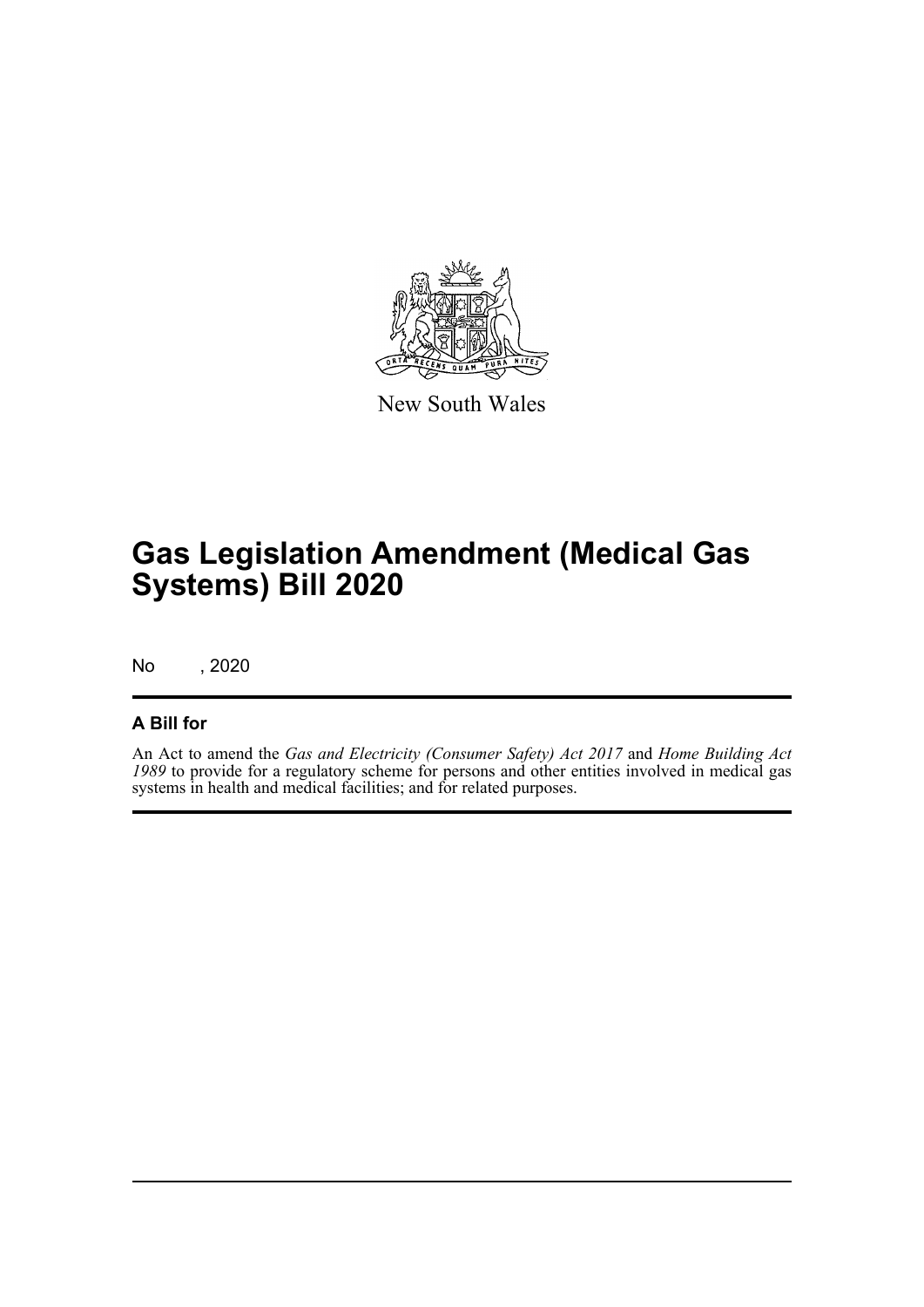New South Wales

# Gas Legislation Amendment (Medical Gas Systems) Bill 2020

No , 2020

## A Bill for

An Act to amend the *Gas and Electricity (Consumer Safety) Act 2017* and *Home Building Act 1989* to provide for a regulatory scheme for persons and other entities involved in medical gas systems in health and medical facilities; and for related purposes.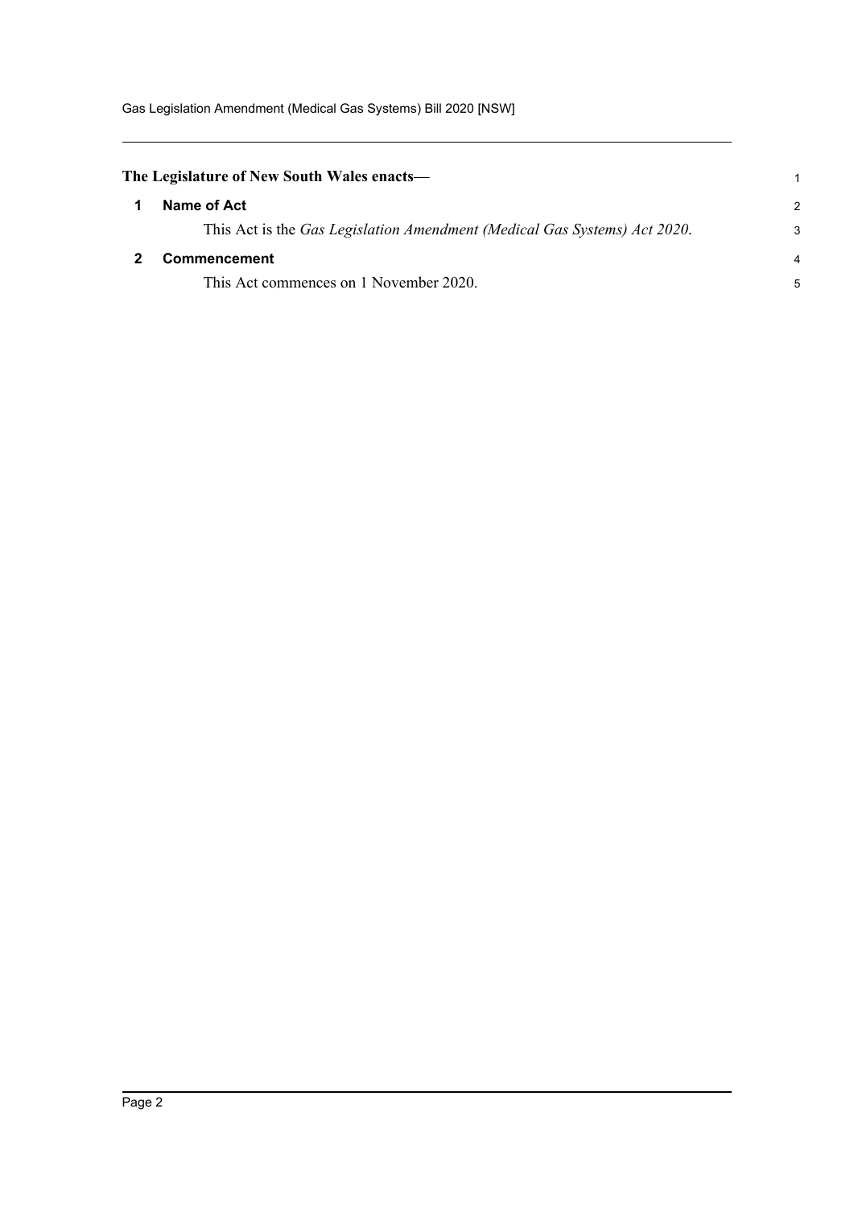**The Legislature of New South Wales enacts—**

## 1 Name of Act

This Act is the *Gas Legislation Amendment (Medical Gas Systems) Act 2020*.

## 2 Commencement

This Act commences on 1 November 2020.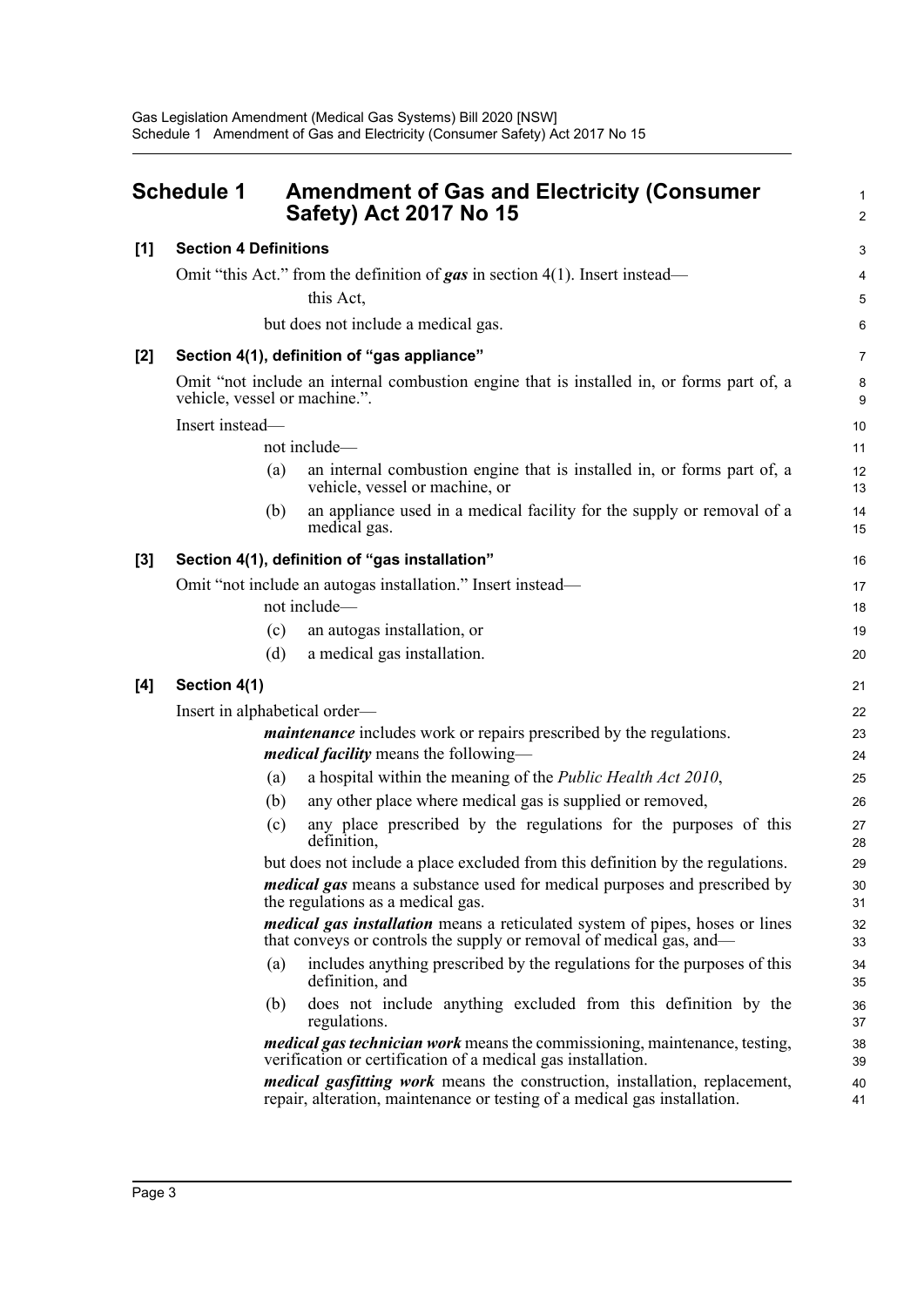## Schedule 1 Amendment of Gas and Electricity (Consumer Safety) Act 2017 No 15

**[1] Section 4 Definitions**

Omit "this Act." from the definition of ***gas*** in section 4(1). Insert instead—

> this Act,
>
> but does not include a medical gas.

**[2] Section 4(1), definition of "gas appliance"**

Omit "not include an internal combustion engine that is installed in, or forms part of, a vehicle, vessel or machine.".

Insert instead—

> not include—
>
> (a) an internal combustion engine that is installed in, or forms part of, a vehicle, vessel or machine, or
>
> (b) an appliance used in a medical facility for the supply or removal of a medical gas.

**[3] Section 4(1), definition of "gas installation"**

Omit "not include an autogas installation." Insert instead—

> not include—
>
> (c) an autogas installation, or
>
> (d) a medical gas installation.

**[4] Section 4(1)**

Insert in alphabetical order—

> ***maintenance*** includes work or repairs prescribed by the regulations.
>
> ***medical facility*** means the following—
>
> (a) a hospital within the meaning of the *Public Health Act 2010*,
>
> (b) any other place where medical gas is supplied or removed,
>
> (c) any place prescribed by the regulations for the purposes of this definition,
>
> but does not include a place excluded from this definition by the regulations.
>
> ***medical gas*** means a substance used for medical purposes and prescribed by the regulations as a medical gas.
>
> ***medical gas installation*** means a reticulated system of pipes, hoses or lines that conveys or controls the supply or removal of medical gas, and—
>
> (a) includes anything prescribed by the regulations for the purposes of this definition, and
>
> (b) does not include anything excluded from this definition by the regulations.
>
> ***medical gas technician work*** means the commissioning, maintenance, testing, verification or certification of a medical gas installation.
>
> ***medical gasfitting work*** means the construction, installation, replacement, repair, alteration, maintenance or testing of a medical gas installation.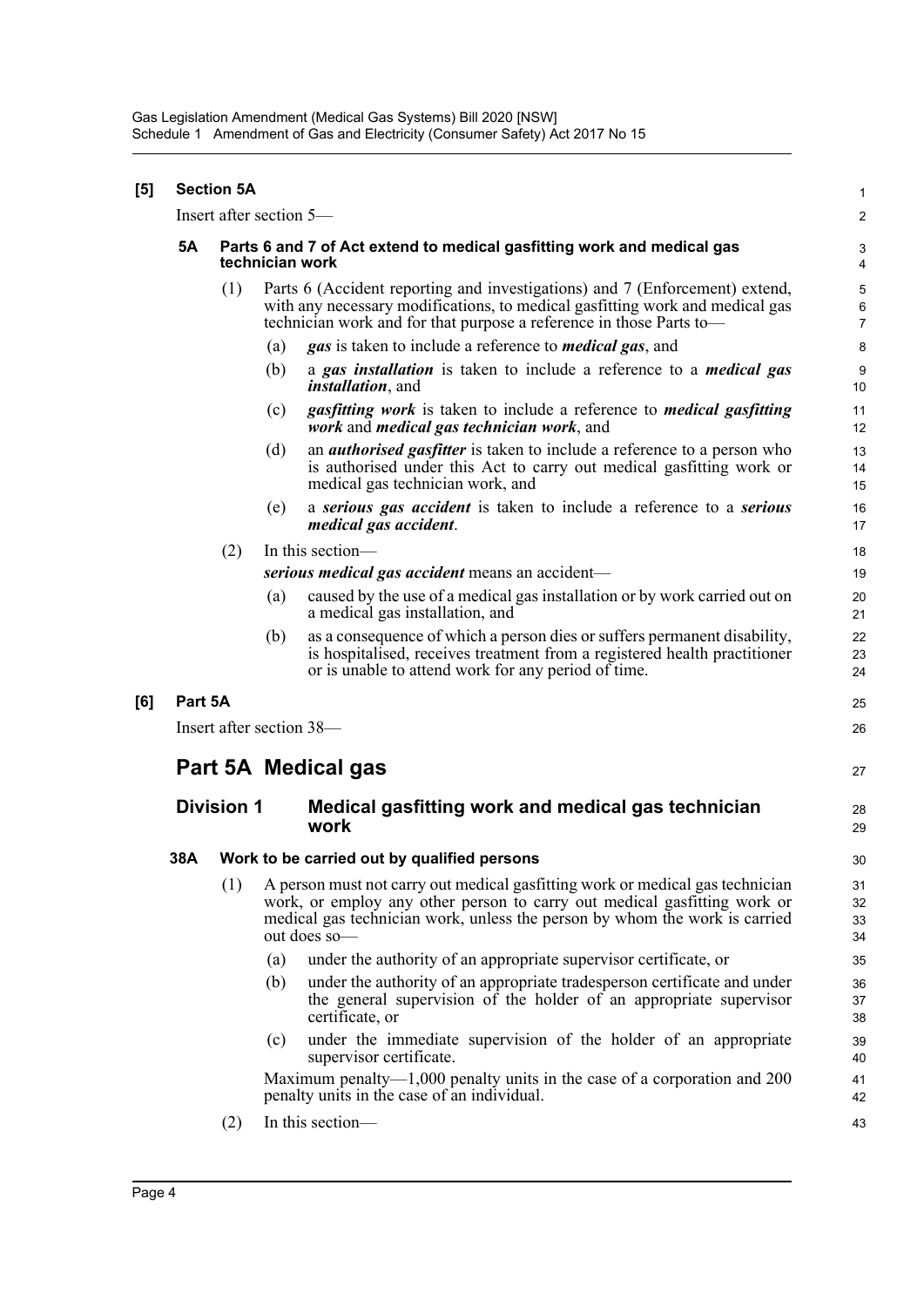**[5] Section 5A**

Insert after section 5—

### 5A Parts 6 and 7 of Act extend to medical gasfitting work and medical gas technician work

(1) Parts 6 (Accident reporting and investigations) and 7 (Enforcement) extend, with any necessary modifications, to medical gasfitting work and medical gas technician work and for that purpose a reference in those Parts to—

(a) ***gas*** is taken to include a reference to ***medical gas***, and

(b) a ***gas installation*** is taken to include a reference to a ***medical gas installation***, and

(c) ***gasfitting work*** is taken to include a reference to ***medical gasfitting work*** and ***medical gas technician work***, and

(d) an ***authorised gasfitter*** is taken to include a reference to a person who is authorised under this Act to carry out medical gasfitting work or medical gas technician work, and

(e) a ***serious gas accident*** is taken to include a reference to a ***serious medical gas accident***.

(2) In this section—

***serious medical gas accident*** means an accident—

(a) caused by the use of a medical gas installation or by work carried out on a medical gas installation, and

(b) as a consequence of which a person dies or suffers permanent disability, is hospitalised, receives treatment from a registered health practitioner or is unable to attend work for any period of time.

**[6] Part 5A**

Insert after section 38—

## Part 5A Medical gas

## Division 1 Medical gasfitting work and medical gas technician work

### 38A Work to be carried out by qualified persons

(1) A person must not carry out medical gasfitting work or medical gas technician work, or employ any other person to carry out medical gasfitting work or medical gas technician work, unless the person by whom the work is carried out does so—

(a) under the authority of an appropriate supervisor certificate, or

(b) under the authority of an appropriate tradesperson certificate and under the general supervision of the holder of an appropriate supervisor certificate, or

(c) under the immediate supervision of the holder of an appropriate supervisor certificate.

Maximum penalty—1,000 penalty units in the case of a corporation and 200 penalty units in the case of an individual.

(2) In this section—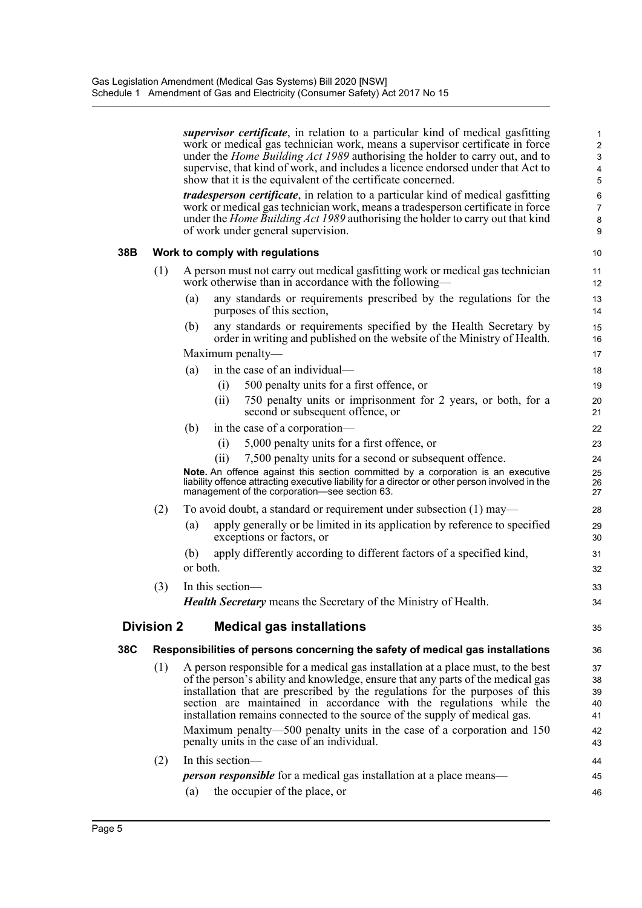***supervisor certificate***, in relation to a particular kind of medical gasfitting work or medical gas technician work, means a supervisor certificate in force under the *Home Building Act 1989* authorising the holder to carry out, and to supervise, that kind of work, and includes a licence endorsed under that Act to show that it is the equivalent of the certificate concerned.

***tradesperson certificate***, in relation to a particular kind of medical gasfitting work or medical gas technician work, means a tradesperson certificate in force under the *Home Building Act 1989* authorising the holder to carry out that kind of work under general supervision.

### 38B Work to comply with regulations

(1) A person must not carry out medical gasfitting work or medical gas technician work otherwise than in accordance with the following—

(a) any standards or requirements prescribed by the regulations for the purposes of this section,

(b) any standards or requirements specified by the Health Secretary by order in writing and published on the website of the Ministry of Health.

Maximum penalty—

(a) in the case of an individual—

(i) 500 penalty units for a first offence, or

(ii) 750 penalty units or imprisonment for 2 years, or both, for a second or subsequent offence, or

(b) in the case of a corporation—

(i) 5,000 penalty units for a first offence, or

(ii) 7,500 penalty units for a second or subsequent offence.

**Note.** An offence against this section committed by a corporation is an executive liability offence attracting executive liability for a director or other person involved in the management of the corporation—see section 63.

(2) To avoid doubt, a standard or requirement under subsection (1) may—

(a) apply generally or be limited in its application by reference to specified exceptions or factors, or

(b) apply differently according to different factors of a specified kind,

or both.

(3) In this section—

***Health Secretary*** means the Secretary of the Ministry of Health.

## Division 2 Medical gas installations

### 38C Responsibilities of persons concerning the safety of medical gas installations

(1) A person responsible for a medical gas installation at a place must, to the best of the person's ability and knowledge, ensure that any parts of the medical gas installation that are prescribed by the regulations for the purposes of this section are maintained in accordance with the regulations while the installation remains connected to the source of the supply of medical gas.

Maximum penalty—500 penalty units in the case of a corporation and 150 penalty units in the case of an individual.

(2) In this section—

***person responsible*** for a medical gas installation at a place means—

(a) the occupier of the place, or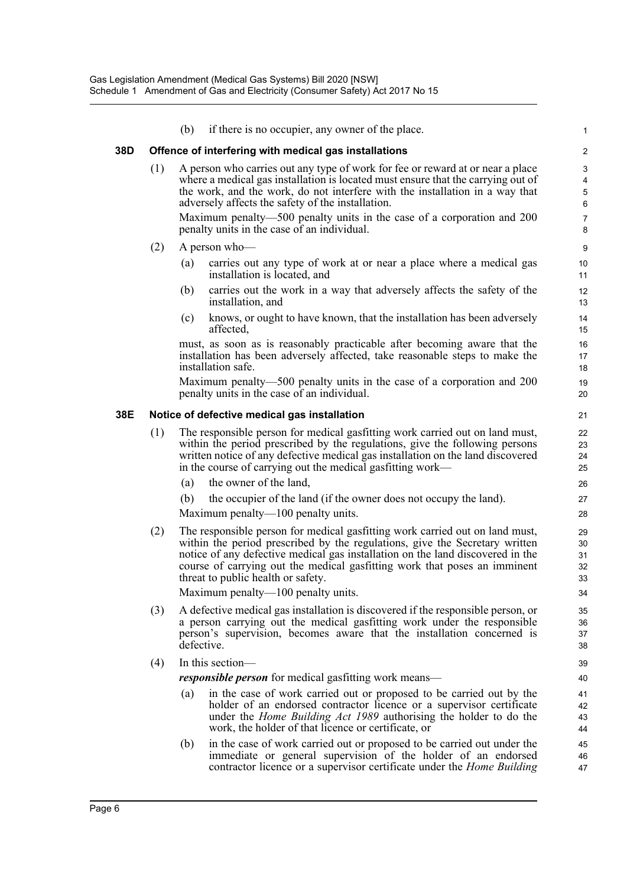(b) if there is no occupier, any owner of the place.

**38D Offence of interfering with medical gas installations**

(1) A person who carries out any type of work for fee or reward at or near a place where a medical gas installation is located must ensure that the carrying out of the work, and the work, do not interfere with the installation in a way that adversely affects the safety of the installation.

Maximum penalty—500 penalty units in the case of a corporation and 200 penalty units in the case of an individual.

(2) A person who—

(a) carries out any type of work at or near a place where a medical gas installation is located, and

(b) carries out the work in a way that adversely affects the safety of the installation, and

(c) knows, or ought to have known, that the installation has been adversely affected,

must, as soon as is reasonably practicable after becoming aware that the installation has been adversely affected, take reasonable steps to make the installation safe.

Maximum penalty—500 penalty units in the case of a corporation and 200 penalty units in the case of an individual.

**38E Notice of defective medical gas installation**

(1) The responsible person for medical gasfitting work carried out on land must, within the period prescribed by the regulations, give the following persons written notice of any defective medical gas installation on the land discovered in the course of carrying out the medical gasfitting work—

(a) the owner of the land,

(b) the occupier of the land (if the owner does not occupy the land).

Maximum penalty—100 penalty units.

(2) The responsible person for medical gasfitting work carried out on land must, within the period prescribed by the regulations, give the Secretary written notice of any defective medical gas installation on the land discovered in the course of carrying out the medical gasfitting work that poses an imminent threat to public health or safety.

Maximum penalty—100 penalty units.

(3) A defective medical gas installation is discovered if the responsible person, or a person carrying out the medical gasfitting work under the responsible person's supervision, becomes aware that the installation concerned is defective.

(4) In this section—

***responsible person*** for medical gasfitting work means—

(a) in the case of work carried out or proposed to be carried out by the holder of an endorsed contractor licence or a supervisor certificate under the *Home Building Act 1989* authorising the holder to do the work, the holder of that licence or certificate, or

(b) in the case of work carried out or proposed to be carried out under the immediate or general supervision of the holder of an endorsed contractor licence or a supervisor certificate under the *Home Building*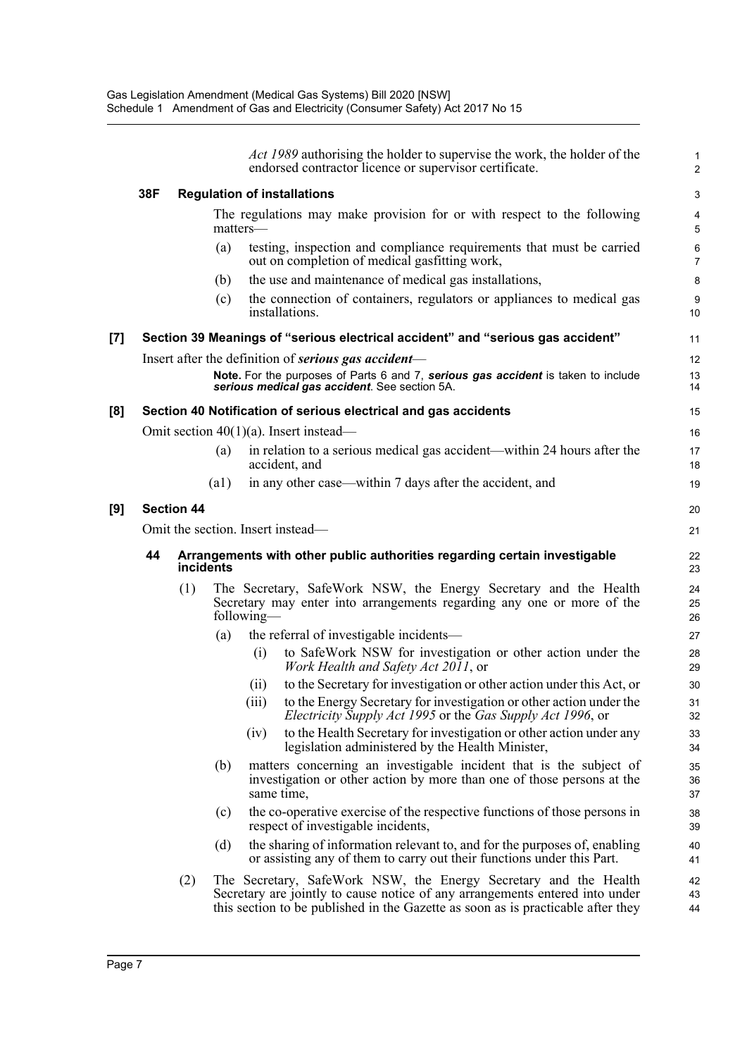*Act 1989* authorising the holder to supervise the work, the holder of the endorsed contractor licence or supervisor certificate.

### 38F Regulation of installations

The regulations may make provision for or with respect to the following matters—

(a) testing, inspection and compliance requirements that must be carried out on completion of medical gasfitting work,

(b) the use and maintenance of medical gas installations,

(c) the connection of containers, regulators or appliances to medical gas installations.

## [7] Section 39 Meanings of "serious electrical accident" and "serious gas accident"

Insert after the definition of ***serious gas accident***—

**Note.** For the purposes of Parts 6 and 7, ***serious gas accident*** is taken to include ***serious medical gas accident***. See section 5A.

## [8] Section 40 Notification of serious electrical and gas accidents

Omit section 40(1)(a). Insert instead—

(a) in relation to a serious medical gas accident—within 24 hours after the accident, and

(a1) in any other case—within 7 days after the accident, and

## [9] Section 44

Omit the section. Insert instead—

### 44 Arrangements with other public authorities regarding certain investigable incidents

(1) The Secretary, SafeWork NSW, the Energy Secretary and the Health Secretary may enter into arrangements regarding any one or more of the following—

(a) the referral of investigable incidents—

(i) to SafeWork NSW for investigation or other action under the *Work Health and Safety Act 2011*, or

(ii) to the Secretary for investigation or other action under this Act, or

(iii) to the Energy Secretary for investigation or other action under the *Electricity Supply Act 1995* or the *Gas Supply Act 1996*, or

(iv) to the Health Secretary for investigation or other action under any legislation administered by the Health Minister,

(b) matters concerning an investigable incident that is the subject of investigation or other action by more than one of those persons at the same time,

(c) the co-operative exercise of the respective functions of those persons in respect of investigable incidents,

(d) the sharing of information relevant to, and for the purposes of, enabling or assisting any of them to carry out their functions under this Part.

(2) The Secretary, SafeWork NSW, the Energy Secretary and the Health Secretary are jointly to cause notice of any arrangements entered into under this section to be published in the Gazette as soon as is practicable after they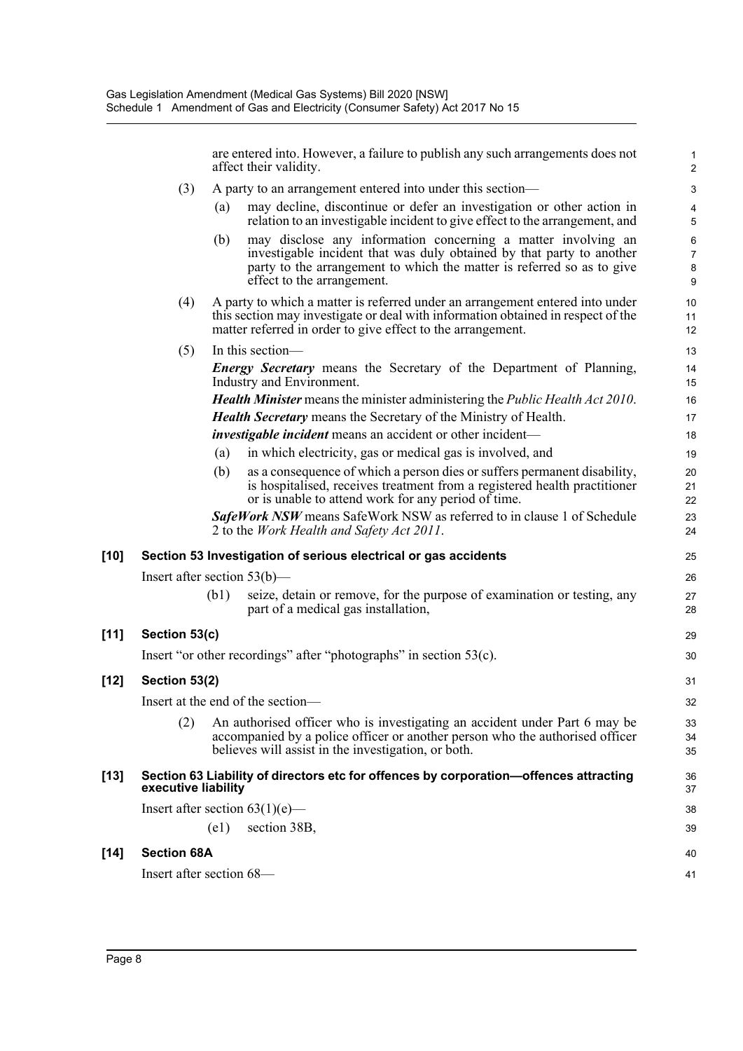are entered into. However, a failure to publish any such arrangements does not affect their validity.

(3) A party to an arrangement entered into under this section—

(a) may decline, discontinue or defer an investigation or other action in relation to an investigable incident to give effect to the arrangement, and

(b) may disclose any information concerning a matter involving an investigable incident that was duly obtained by that party to another party to the arrangement to which the matter is referred so as to give effect to the arrangement.

(4) A party to which a matter is referred under an arrangement entered into under this section may investigate or deal with information obtained in respect of the matter referred in order to give effect to the arrangement.

(5) In this section—

***Energy Secretary*** means the Secretary of the Department of Planning, Industry and Environment.

***Health Minister*** means the minister administering the *Public Health Act 2010*.

***Health Secretary*** means the Secretary of the Ministry of Health.

***investigable incident*** means an accident or other incident—

(a) in which electricity, gas or medical gas is involved, and

(b) as a consequence of which a person dies or suffers permanent disability, is hospitalised, receives treatment from a registered health practitioner or is unable to attend work for any period of time.

***SafeWork NSW*** means SafeWork NSW as referred to in clause 1 of Schedule 2 to the *Work Health and Safety Act 2011*.

**[10] Section 53 Investigation of serious electrical or gas accidents**

Insert after section 53(b)—

(b1) seize, detain or remove, for the purpose of examination or testing, any part of a medical gas installation,

**[11] Section 53(c)**

Insert "or other recordings" after "photographs" in section 53(c).

**[12] Section 53(2)**

Insert at the end of the section—

(2) An authorised officer who is investigating an accident under Part 6 may be accompanied by a police officer or another person who the authorised officer believes will assist in the investigation, or both.

**[13] Section 63 Liability of directors etc for offences by corporation—offences attracting executive liability**

Insert after section 63(1)(e)—

(e1) section 38B,

**[14] Section 68A**

Insert after section 68—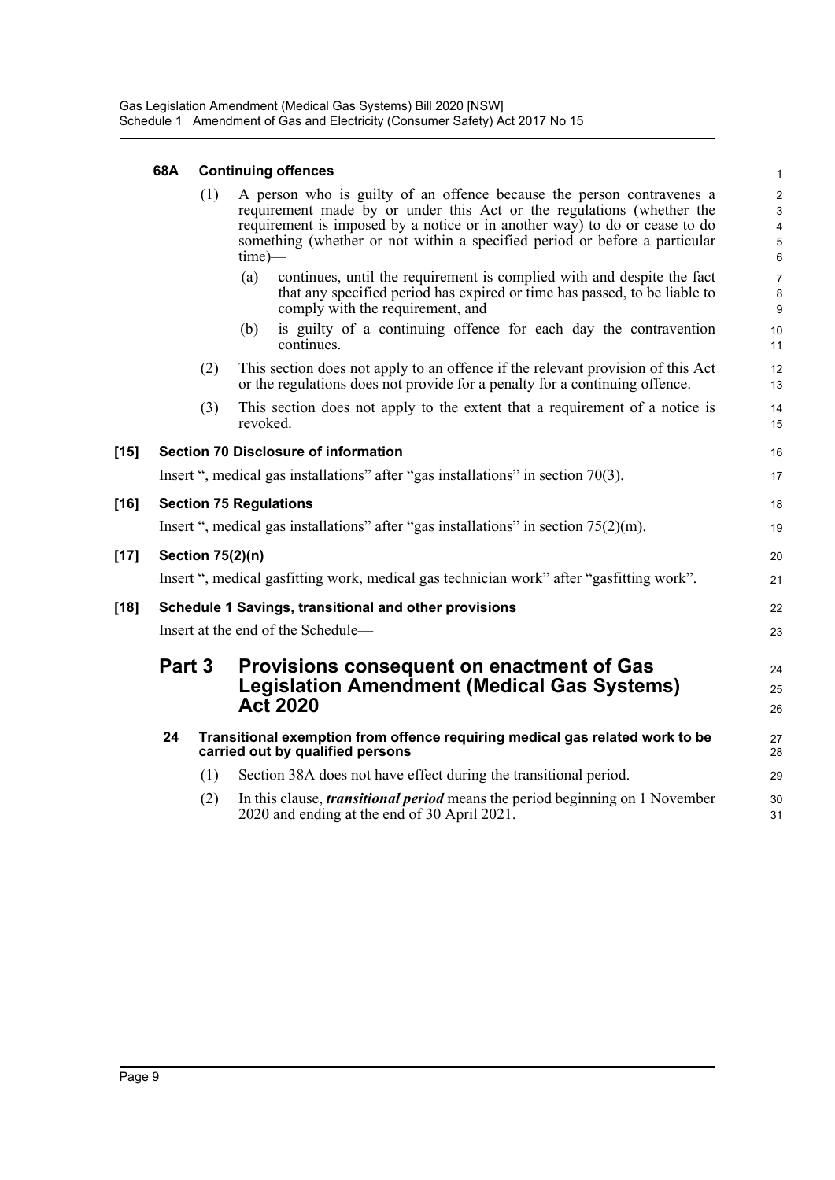**68A Continuing offences**

(1) A person who is guilty of an offence because the person contravenes a requirement made by or under this Act or the regulations (whether the requirement is imposed by a notice or in another way) to do or cease to do something (whether or not within a specified period or before a particular time)—

(a) continues, until the requirement is complied with and despite the fact that any specified period has expired or time has passed, to be liable to comply with the requirement, and

(b) is guilty of a continuing offence for each day the contravention continues.

(2) This section does not apply to an offence if the relevant provision of this Act or the regulations does not provide for a penalty for a continuing offence.

(3) This section does not apply to the extent that a requirement of a notice is revoked.

**[15] Section 70 Disclosure of information**

Insert ", medical gas installations" after "gas installations" in section 70(3).

**[16] Section 75 Regulations**

Insert ", medical gas installations" after "gas installations" in section 75(2)(m).

**[17] Section 75(2)(n)**

Insert ", medical gasfitting work, medical gas technician work" after "gasfitting work".

**[18] Schedule 1 Savings, transitional and other provisions**

Insert at the end of the Schedule—

## Part 3 Provisions consequent on enactment of Gas Legislation Amendment (Medical Gas Systems) Act 2020

**24 Transitional exemption from offence requiring medical gas related work to be carried out by qualified persons**

(1) Section 38A does not have effect during the transitional period.

(2) In this clause, ***transitional period*** means the period beginning on 1 November 2020 and ending at the end of 30 April 2021.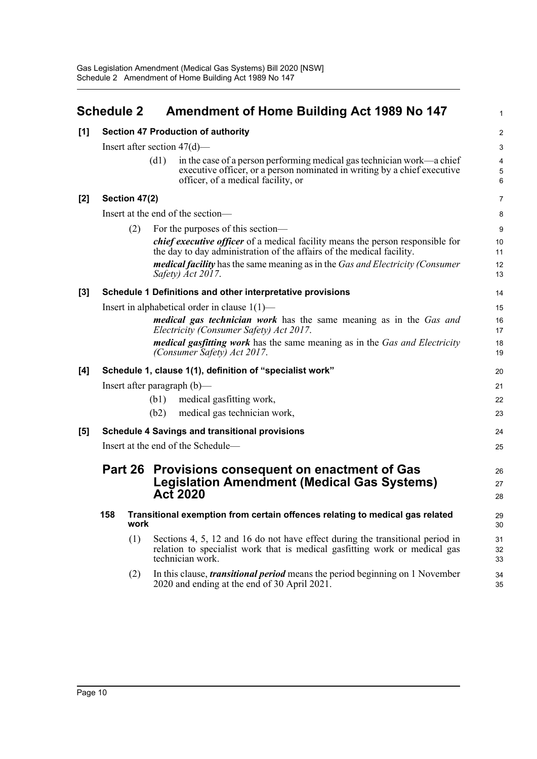## Schedule 2 Amendment of Home Building Act 1989 No 147

**[1] Section 47 Production of authority**

Insert after section 47(d)—

(d1) in the case of a person performing medical gas technician work—a chief executive officer, or a person nominated in writing by a chief executive officer, of a medical facility, or

**[2] Section 47(2)**

Insert at the end of the section—

(2) For the purposes of this section—

***chief executive officer*** of a medical facility means the person responsible for the day to day administration of the affairs of the medical facility.

***medical facility*** has the same meaning as in the *Gas and Electricity (Consumer Safety) Act 2017*.

**[3] Schedule 1 Definitions and other interpretative provisions**

Insert in alphabetical order in clause 1(1)—

***medical gas technician work*** has the same meaning as in the *Gas and Electricity (Consumer Safety) Act 2017*.

***medical gasfitting work*** has the same meaning as in the *Gas and Electricity (Consumer Safety) Act 2017*.

**[4] Schedule 1, clause 1(1), definition of "specialist work"**

Insert after paragraph (b)—

(b1) medical gasfitting work,

(b2) medical gas technician work,

**[5] Schedule 4 Savings and transitional provisions**

Insert at the end of the Schedule—

### Part 26 Provisions consequent on enactment of Gas Legislation Amendment (Medical Gas Systems) Act 2020

**158 Transitional exemption from certain offences relating to medical gas related work**

(1) Sections 4, 5, 12 and 16 do not have effect during the transitional period in relation to specialist work that is medical gasfitting work or medical gas technician work.

(2) In this clause, ***transitional period*** means the period beginning on 1 November 2020 and ending at the end of 30 April 2021.